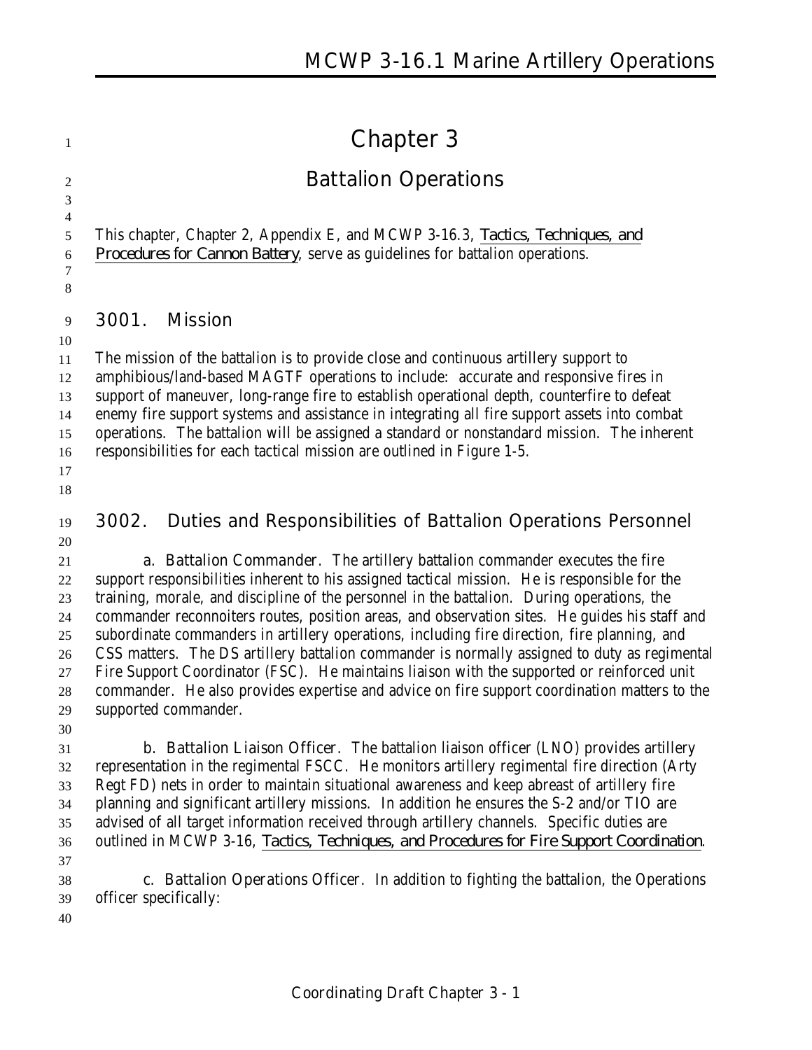# Chapter 3

## Battalion Operations

This chapter, Chapter 2, Appendix E, and MCWP 3-16.3, *Tactics, Techniques, and Procedures for Cannon Battery*, serve as guidelines for battalion operations.

### 3001. Mission

The mission of the battalion is to provide close and continuous artillery support to amphibious/land-based MAGTF operations to include: accurate and responsive fires in support of maneuver, long-range fire to establish operational depth, counterfire to defeat enemy fire support systems and assistance in integrating all fire support assets into combat operations. The battalion will be assigned a standard or nonstandard mission. The inherent responsibilities for each tactical mission are outlined in Figure 1-5.

### 3002. Duties and Responsibilities of Battalion Operations Personnel

**a. Battalion Commander.** The artillery battalion commander executes the fire support responsibilities inherent to his assigned tactical mission. He is responsible for the training, morale, and discipline of the personnel in the battalion. During operations, the commander reconnoiters routes, position areas, and observation sites. He guides his staff and subordinate commanders in artillery operations, including fire direction, fire planning, and CSS matters. The DS artillery battalion commander is normally assigned to duty as regimental Fire Support Coordinator (FSC). He maintains liaison with the supported or reinforced unit commander. He also provides expertise and advice on fire support coordination matters to the supported commander.

**b. Battalion Liaison Officer.** The battalion liaison officer (LNO) provides artillery representation in the regimental FSCC. He monitors artillery regimental fire direction (Arty Regt FD) nets in order to maintain situational awareness and keep abreast of artillery fire planning and significant artillery missions. In addition he ensures the S-2 and/or TIO are advised of all target information received through artillery channels. Specific duties are outlined in MCWP 3-16, *Tactics, Techniques, and Procedures for Fire Support Coordination*.

**c. Battalion Operations Officer.** In addition to fighting the battalion, the Operations officer specifically: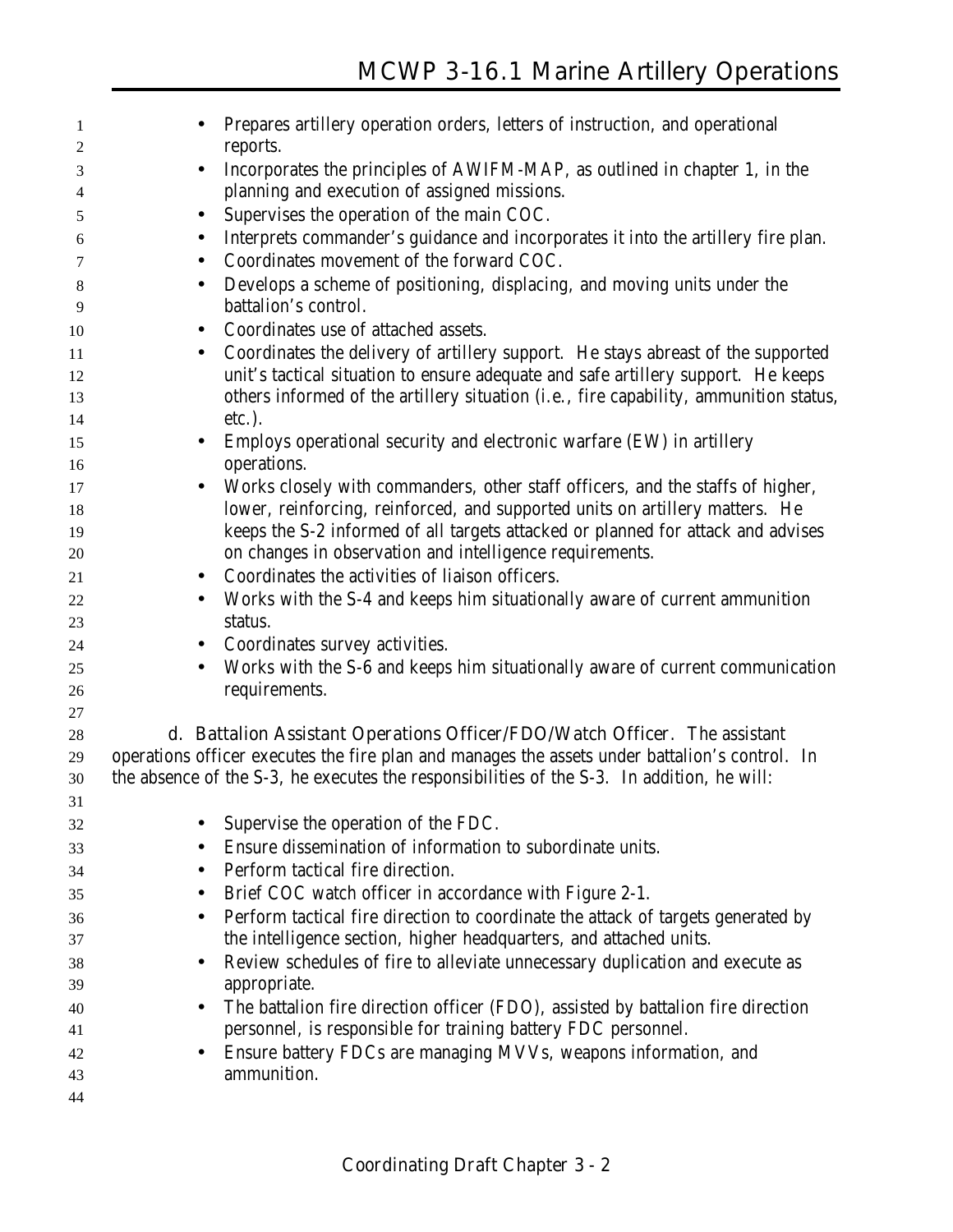- Prepares artillery operation orders, letters of instruction, and operational reports.
- Incorporates the principles of AWIFM-MAP, as outlined in chapter 1, in the planning and execution of assigned missions.
- Supervises the operation of the main COC.
- Interprets commander's guidance and incorporates it into the artillery fire plan.
- Coordinates movement of the forward COC.
- Develops a scheme of positioning, displacing, and moving units under the battalion's control.
- Coordinates use of attached assets.
- Coordinates the delivery of artillery support. He stays abreast of the supported unit's tactical situation to ensure adequate and safe artillery support. He keeps others informed of the artillery situation (i.e., fire capability, ammunition status, etc.).
- Employs operational security and electronic warfare (EW) in artillery operations.
- Works closely with commanders, other staff officers, and the staffs of higher, lower, reinforcing, reinforced, and supported units on artillery matters. He keeps the S-2 informed of all targets attacked or planned for attack and advises on changes in observation and intelligence requirements.
- Coordinates the activities of liaison officers.
- Works with the S-4 and keeps him situationally aware of current ammunition status.
- Coordinates survey activities.
- Works with the S-6 and keeps him situationally aware of current communication requirements.

d. Battalion Assistant Operations Officer/FDO/Watch Officer. The assistant operations officer executes the fire plan and manages the assets under battalion's control. In the absence of the S-3, he executes the responsibilities of the S-3. In addition, he will:

- Supervise the operation of the FDC.
- Ensure dissemination of information to subordinate units.
- Perform tactical fire direction.
- Brief COC watch officer in accordance with Figure 2-1.
- Perform tactical fire direction to coordinate the attack of targets generated by the intelligence section, higher headquarters, and attached units.
- Review schedules of fire to alleviate unnecessary duplication and execute as appropriate.
- The battalion fire direction officer (FDO), assisted by battalion fire direction personnel, is responsible for training battery FDC personnel.
- Ensure battery FDCs are managing MVVs, weapons information, and ammunition.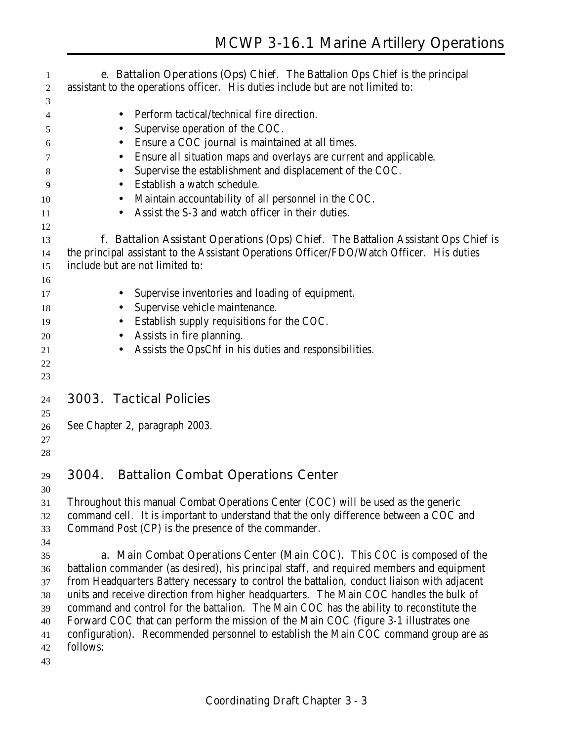e. **Battalion Operations (Ops) Chief.** The Battalion Ops Chief is the principal assistant to the operations officer. His duties include but are not limited to:

- Perform tactical/technical fire direction.
- Supervise operation of the COC.
- Ensure a COC journal is maintained at all times.
- Ensure all situation maps and overlays are current and applicable.
- Supervise the establishment and displacement of the COC.
- Establish a watch schedule.
- Maintain accountability of all personnel in the COC.
- Assist the S-3 and watch officer in their duties.

f. **Battalion Assistant Operations (Ops) Chief.** The Battalion Assistant Ops Chief is the principal assistant to the Assistant Operations Officer/FDO/Watch Officer. His duties include but are not limited to:

- Supervise inventories and loading of equipment.
- Supervise vehicle maintenance.
- Establish supply requisitions for the COC.
- Assists in fire planning.
- Assists the OpsChf in his duties and responsibilities.

## 3003. Tactical Policies

See Chapter 2, paragraph 2003.

## 3004. Battalion Combat Operations Center

Throughout this manual Combat Operations Center (COC) will be used as the generic command cell. It is important to understand that the only difference between a COC and Command Post (CP) is the presence of the commander.

a. **Main Combat Operations Center (Main COC).** This COC is composed of the battalion commander (as desired), his principal staff, and required members and equipment from Headquarters Battery necessary to control the battalion, conduct liaison with adjacent units and receive direction from higher headquarters. The Main COC handles the bulk of command and control for the battalion. The Main COC has the ability to reconstitute the Forward COC that can perform the mission of the Main COC (figure 3-1 illustrates one configuration). Recommended personnel to establish the Main COC command group are as follows: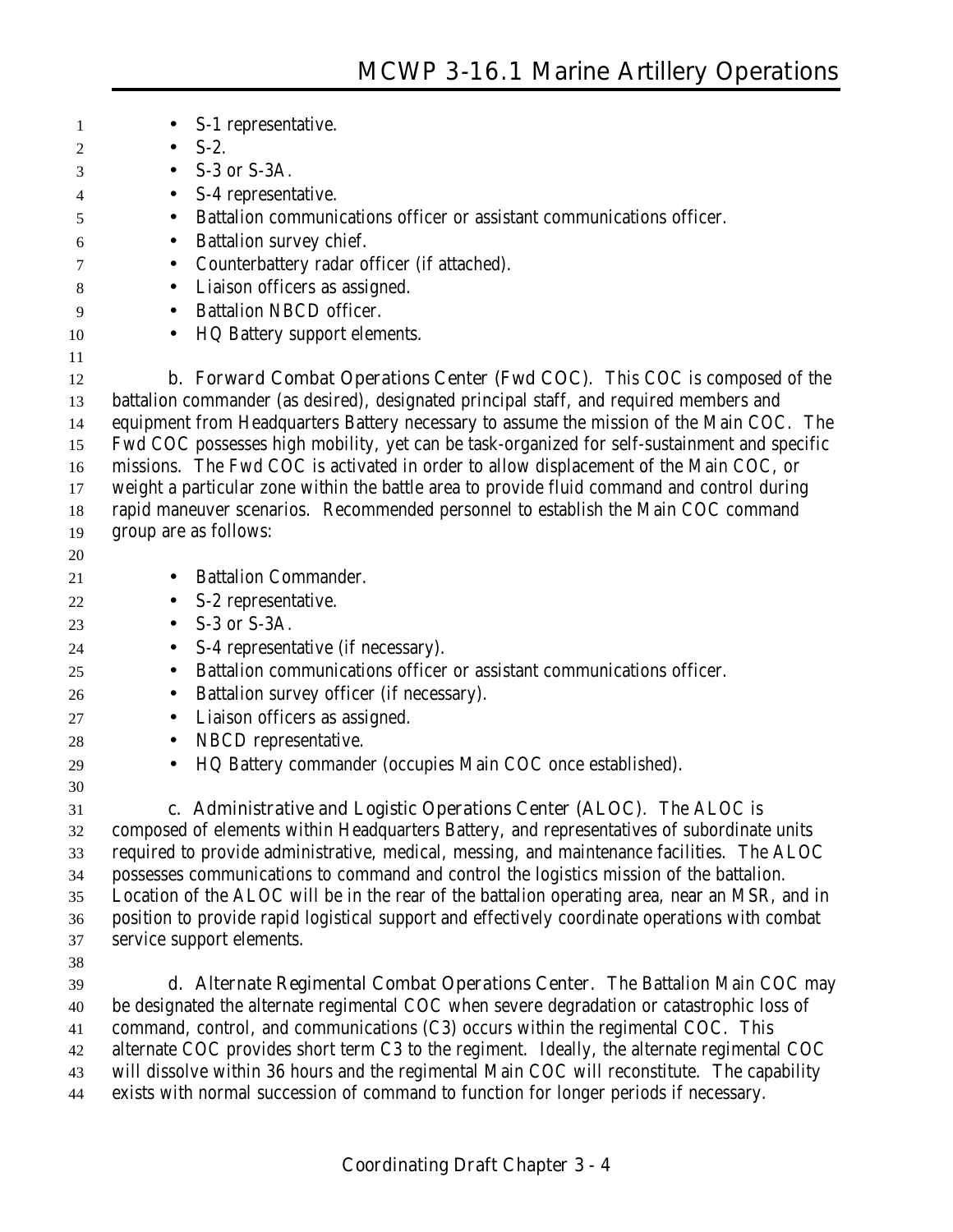- S-1 representative.
- S-2.
- S-3 or S-3A.
- S-4 representative.
- Battalion communications officer or assistant communications officer.
- Battalion survey chief.
- Counterbattery radar officer (if attached).
- Liaison officers as assigned.
- Battalion NBCD officer.
- HQ Battery support elements.

**b. Forward Combat Operations Center (Fwd COC).** This COC is composed of the battalion commander (as desired), designated principal staff, and required members and equipment from Headquarters Battery necessary to assume the mission of the Main COC. The Fwd COC possesses high mobility, yet can be task-organized for self-sustainment and specific missions. The Fwd COC is activated in order to allow displacement of the Main COC, or weight a particular zone within the battle area to provide fluid command and control during rapid maneuver scenarios. Recommended personnel to establish the Main COC command group are as follows:

- Battalion Commander.
- S-2 representative.
- S-3 or S-3A.
- S-4 representative (if necessary).
- Battalion communications officer or assistant communications officer.
- Battalion survey officer (if necessary).
- Liaison officers as assigned.
- NBCD representative.
- HQ Battery commander (occupies Main COC once established).

**c. Administrative and Logistic Operations Center (ALOC).** The ALOC is composed of elements within Headquarters Battery, and representatives of subordinate units required to provide administrative, medical, messing, and maintenance facilities. The ALOC possesses communications to command and control the logistics mission of the battalion. Location of the ALOC will be in the rear of the battalion operating area, near an MSR, and in position to provide rapid logistical support and effectively coordinate operations with combat service support elements.

**d. Alternate Regimental Combat Operations Center.** The Battalion Main COC may be designated the alternate regimental COC when severe degradation or catastrophic loss of command, control, and communications (C3) occurs within the regimental COC. This alternate COC provides short term C3 to the regiment. Ideally, the alternate regimental COC will dissolve within 36 hours and the regimental Main COC will reconstitute. The capability exists with normal succession of command to function for longer periods if necessary.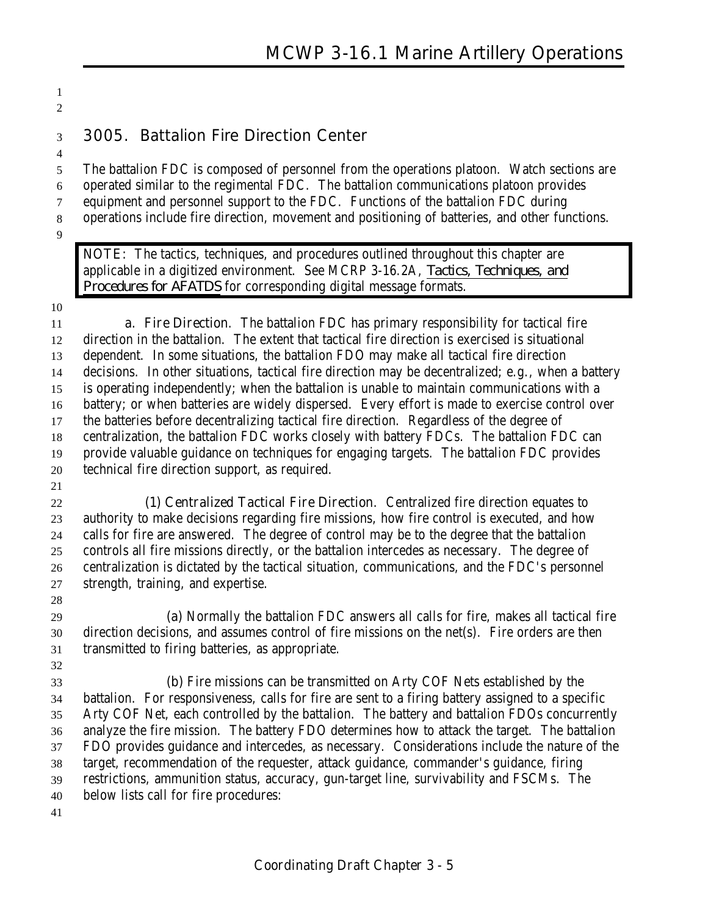## 3005. Battalion Fire Direction Center

The battalion FDC is composed of personnel from the operations platoon. Watch sections are operated similar to the regimental FDC. The battalion communications platoon provides equipment and personnel support to the FDC. Functions of the battalion FDC during operations include fire direction, movement and positioning of batteries, and other functions.

> NOTE: The tactics, techniques, and procedures outlined throughout this chapter are applicable in a digitized environment. See MCRP 3-16.2A, *Tactics, Techniques, and Procedures for AFATDS* for corresponding digital message formats.

**a. Fire Direction**. The battalion FDC has primary responsibility for tactical fire direction in the battalion. The extent that tactical fire direction is exercised is situational dependent. In some situations, the battalion FDO may make all tactical fire direction decisions. In other situations, tactical fire direction may be decentralized; e.g., when a battery is operating independently; when the battalion is unable to maintain communications with a battery; or when batteries are widely dispersed. Every effort is made to exercise control over the batteries before decentralizing tactical fire direction. Regardless of the degree of centralization, the battalion FDC works closely with battery FDCs. The battalion FDC can provide valuable guidance on techniques for engaging targets. The battalion FDC provides technical fire direction support, as required.

**(1) Centralized Tactical Fire Direction**. Centralized fire direction equates to authority to make decisions regarding fire missions, how fire control is executed, and how calls for fire are answered. The degree of control may be to the degree that the battalion controls all fire missions directly, or the battalion intercedes as necessary. The degree of centralization is dictated by the tactical situation, communications, and the FDC's personnel strength, training, and expertise.

(a) Normally the battalion FDC answers all calls for fire, makes all tactical fire direction decisions, and assumes control of fire missions on the net(s). Fire orders are then transmitted to firing batteries, as appropriate.

(b) Fire missions can be transmitted on Arty COF Nets established by the battalion. For responsiveness, calls for fire are sent to a firing battery assigned to a specific Arty COF Net, each controlled by the battalion. The battery and battalion FDOs concurrently analyze the fire mission. The battery FDO determines how to attack the target. The battalion FDO provides guidance and intercedes, as necessary. Considerations include the nature of the target, recommendation of the requester, attack guidance, commander's guidance, firing restrictions, ammunition status, accuracy, gun-target line, survivability and FSCMs. The below lists call for fire procedures: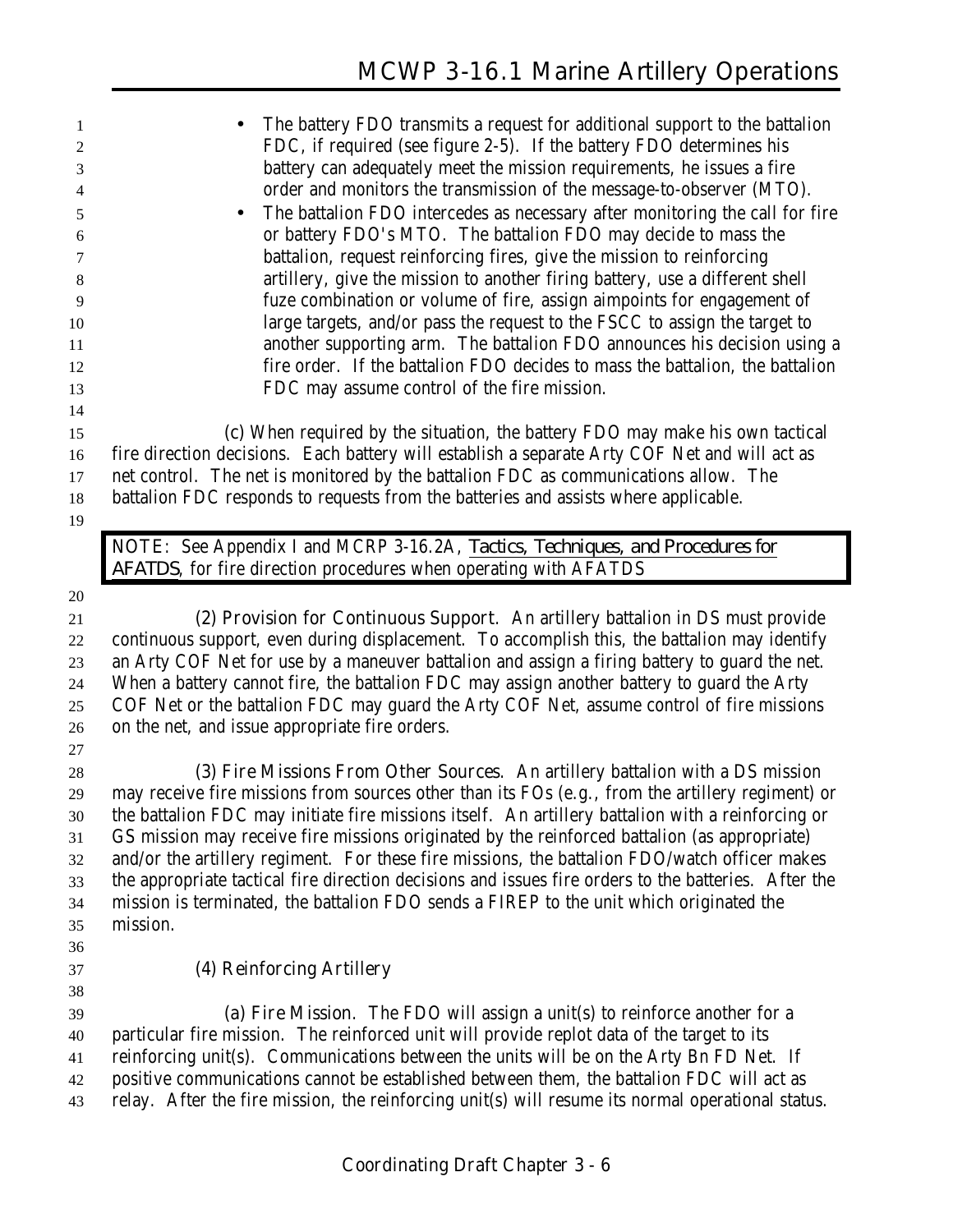- The battery FDO transmits a request for additional support to the battalion FDC, if required (see figure 2-5). If the battery FDO determines his battery can adequately meet the mission requirements, he issues a fire order and monitors the transmission of the message-to-observer (MTO).
- The battalion FDO intercedes as necessary after monitoring the call for fire or battery FDO's MTO. The battalion FDO may decide to mass the battalion, request reinforcing fires, give the mission to reinforcing artillery, give the mission to another firing battery, use a different shell fuze combination or volume of fire, assign aimpoints for engagement of large targets, and/or pass the request to the FSCC to assign the target to another supporting arm. The battalion FDO announces his decision using a fire order. If the battalion FDO decides to mass the battalion, the battalion FDC may assume control of the fire mission.

(c) When required by the situation, the battery FDO may make his own tactical fire direction decisions. Each battery will establish a separate Arty COF Net and will act as net control. The net is monitored by the battalion FDC as communications allow. The battalion FDC responds to requests from the batteries and assists where applicable.

> NOTE: See Appendix I and MCRP 3-16.2A, *Tactics, Techniques, and Procedures for AFATDS*, for fire direction procedures when operating with AFATDS

**(2) Provision for Continuous Support.** An artillery battalion in DS must provide continuous support, even during displacement. To accomplish this, the battalion may identify an Arty COF Net for use by a maneuver battalion and assign a firing battery to guard the net. When a battery cannot fire, the battalion FDC may assign another battery to guard the Arty COF Net or the battalion FDC may guard the Arty COF Net, assume control of fire missions on the net, and issue appropriate fire orders.

**(3) Fire Missions From Other Sources.** An artillery battalion with a DS mission may receive fire missions from sources other than its FOs (e.g., from the artillery regiment) or the battalion FDC may initiate fire missions itself. An artillery battalion with a reinforcing or GS mission may receive fire missions originated by the reinforced battalion (as appropriate) and/or the artillery regiment. For these fire missions, the battalion FDO/watch officer makes the appropriate tactical fire direction decisions and issues fire orders to the batteries. After the mission is terminated, the battalion FDO sends a FIREP to the unit which originated the mission.

**(4) Reinforcing Artillery**

**(a) Fire Mission.** The FDO will assign a unit(s) to reinforce another for a particular fire mission. The reinforced unit will provide replot data of the target to its reinforcing unit(s). Communications between the units will be on the Arty Bn FD Net. If positive communications cannot be established between them, the battalion FDC will act as relay. After the fire mission, the reinforcing unit(s) will resume its normal operational status.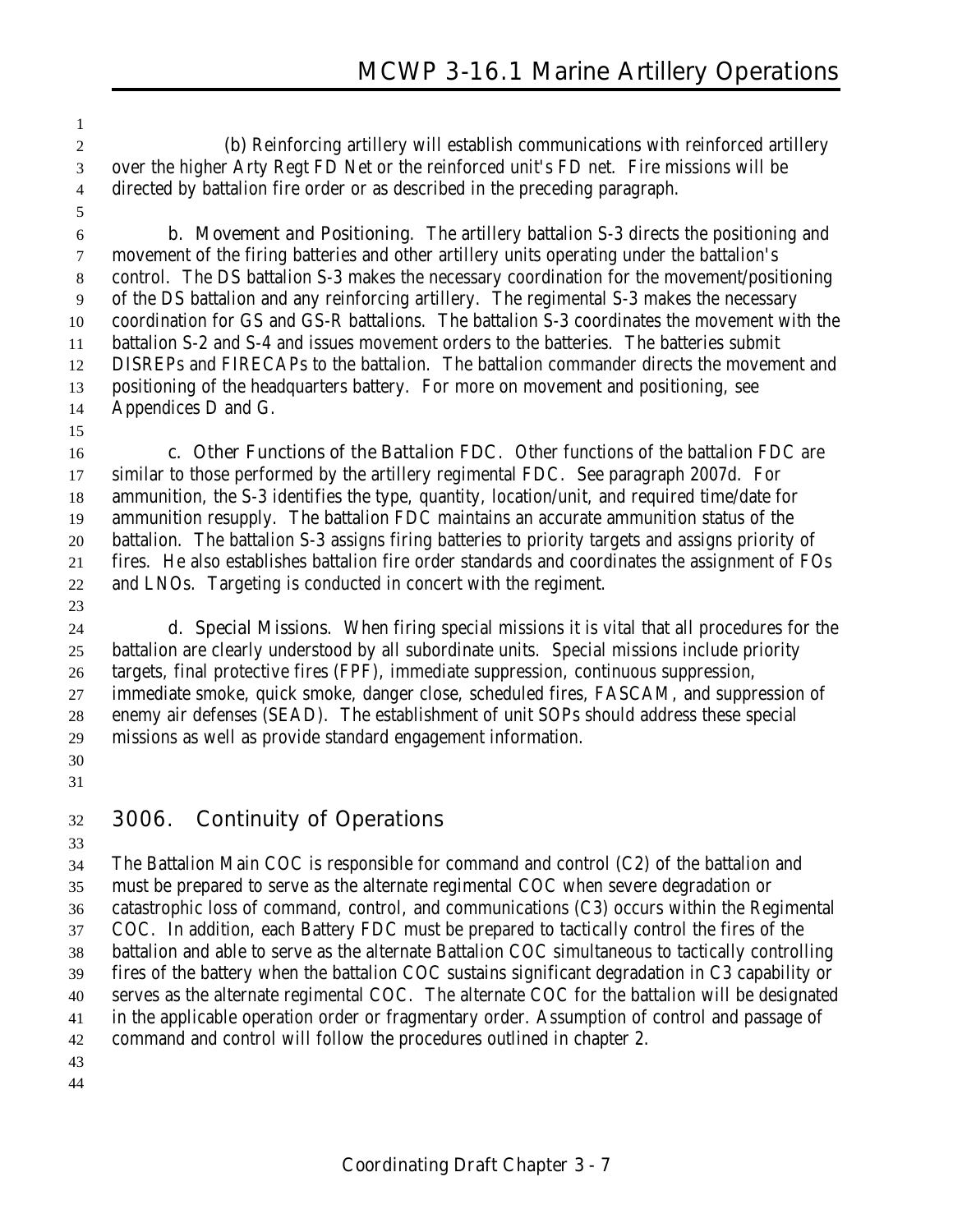(b) Reinforcing artillery will establish communications with reinforced artillery over the higher Arty Regt FD Net or the reinforced unit's FD net. Fire missions will be directed by battalion fire order or as described in the preceding paragraph.

**b. Movement and Positioning.** The artillery battalion S-3 directs the positioning and movement of the firing batteries and other artillery units operating under the battalion's control. The DS battalion S-3 makes the necessary coordination for the movement/positioning of the DS battalion and any reinforcing artillery. The regimental S-3 makes the necessary coordination for GS and GS-R battalions. The battalion S-3 coordinates the movement with the battalion S-2 and S-4 and issues movement orders to the batteries. The batteries submit DISREPs and FIRECAPs to the battalion. The battalion commander directs the movement and positioning of the headquarters battery. For more on movement and positioning, see Appendices D and G.

**c. Other Functions of the Battalion FDC.** Other functions of the battalion FDC are similar to those performed by the artillery regimental FDC. See paragraph 2007d. For ammunition, the S-3 identifies the type, quantity, location/unit, and required time/date for ammunition resupply. The battalion FDC maintains an accurate ammunition status of the battalion. The battalion S-3 assigns firing batteries to priority targets and assigns priority of fires. He also establishes battalion fire order standards and coordinates the assignment of FOs and LNOs. Targeting is conducted in concert with the regiment.

**d. Special Missions.** When firing special missions it is vital that all procedures for the battalion are clearly understood by all subordinate units. Special missions include priority targets, final protective fires (FPF), immediate suppression, continuous suppression, immediate smoke, quick smoke, danger close, scheduled fires, FASCAM, and suppression of enemy air defenses (SEAD). The establishment of unit SOPs should address these special missions as well as provide standard engagement information.

## 3006. Continuity of Operations

The Battalion Main COC is responsible for command and control (C2) of the battalion and must be prepared to serve as the alternate regimental COC when severe degradation or catastrophic loss of command, control, and communications (C3) occurs within the Regimental COC. In addition, each Battery FDC must be prepared to tactically control the fires of the battalion and able to serve as the alternate Battalion COC simultaneous to tactically controlling fires of the battery when the battalion COC sustains significant degradation in C3 capability or serves as the alternate regimental COC. The alternate COC for the battalion will be designated in the applicable operation order or fragmentary order. Assumption of control and passage of command and control will follow the procedures outlined in chapter 2.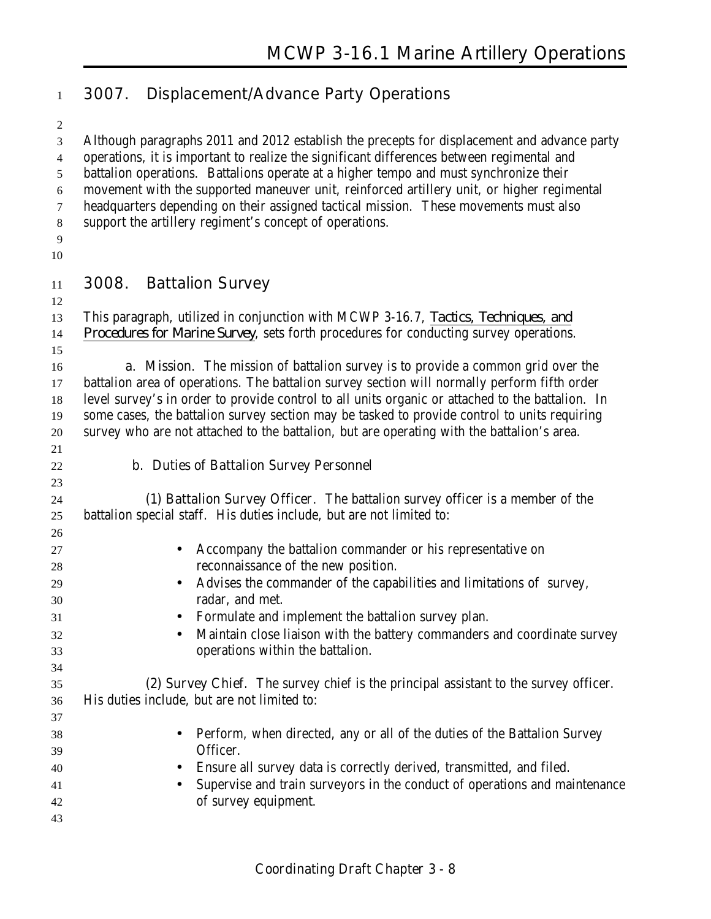## 3007. Displacement/Advance Party Operations

Although paragraphs 2011 and 2012 establish the precepts for displacement and advance party operations, it is important to realize the significant differences between regimental and battalion operations. Battalions operate at a higher tempo and must synchronize their movement with the supported maneuver unit, reinforced artillery unit, or higher regimental headquarters depending on their assigned tactical mission. These movements must also support the artillery regiment's concept of operations.

## 3008. Battalion Survey

This paragraph, utilized in conjunction with MCWP 3-16.7, *Tactics, Techniques, and Procedures for Marine Survey*, sets forth procedures for conducting survey operations.

a. Mission. The mission of battalion survey is to provide a common grid over the battalion area of operations. The battalion survey section will normally perform fifth order level survey's in order to provide control to all units organic or attached to the battalion. In some cases, the battalion survey section may be tasked to provide control to units requiring survey who are not attached to the battalion, but are operating with the battalion's area.

b. Duties of Battalion Survey Personnel

(1) Battalion Survey Officer. The battalion survey officer is a member of the battalion special staff. His duties include, but are not limited to:

- Accompany the battalion commander or his representative on reconnaissance of the new position.
- Advises the commander of the capabilities and limitations of survey, radar, and met.
- Formulate and implement the battalion survey plan.
- Maintain close liaison with the battery commanders and coordinate survey operations within the battalion.

(2) Survey Chief. The survey chief is the principal assistant to the survey officer. His duties include, but are not limited to:

- Perform, when directed, any or all of the duties of the Battalion Survey Officer.
- Ensure all survey data is correctly derived, transmitted, and filed.
- Supervise and train surveyors in the conduct of operations and maintenance of survey equipment.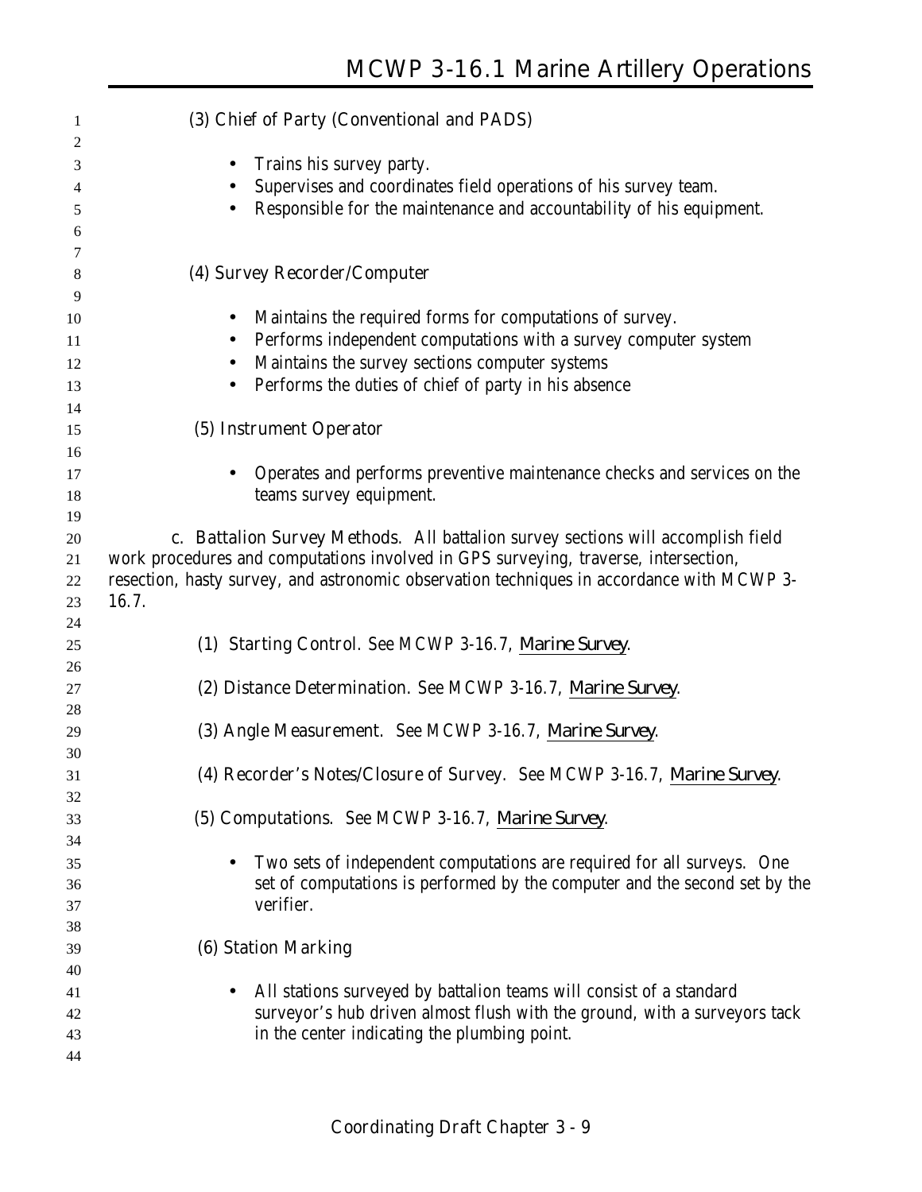(3) Chief of Party (Conventional and PADS)

- Trains his survey party.
- Supervises and coordinates field operations of his survey team.
- Responsible for the maintenance and accountability of his equipment.

(4) Survey Recorder/Computer

- Maintains the required forms for computations of survey.
- Performs independent computations with a survey computer system
- Maintains the survey sections computer systems
- Performs the duties of chief of party in his absence

(5) Instrument Operator

- Operates and performs preventive maintenance checks and services on the teams survey equipment.

c. Battalion Survey Methods. All battalion survey sections will accomplish field work procedures and computations involved in GPS surveying, traverse, intersection, resection, hasty survey, and astronomic observation techniques in accordance with MCWP 3-16.7.

(1) Starting Control. See MCWP 3-16.7, *Marine Survey*.

(2) Distance Determination. See MCWP 3-16.7, *Marine Survey*.

(3) Angle Measurement. See MCWP 3-16.7, *Marine Survey*.

(4) Recorder's Notes/Closure of Survey. See MCWP 3-16.7, *Marine Survey*.

(5) Computations. See MCWP 3-16.7, *Marine Survey*.

- Two sets of independent computations are required for all surveys. One set of computations is performed by the computer and the second set by the verifier.

(6) Station Marking

- All stations surveyed by battalion teams will consist of a standard surveyor's hub driven almost flush with the ground, with a surveyors tack in the center indicating the plumbing point.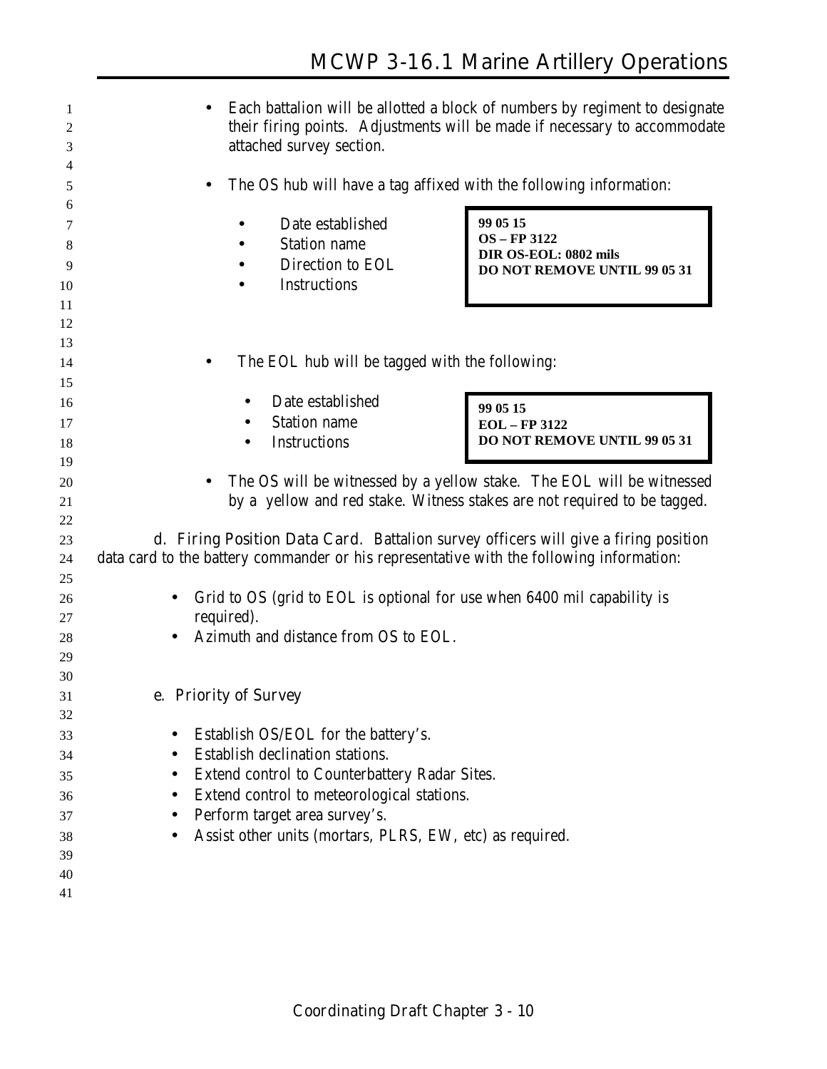- Each battalion will be allotted a block of numbers by regiment to designate their firing points. Adjustments will be made if necessary to accommodate attached survey section.

- The OS hub will have a tag affixed with the following information:

  - Date established
  - Station name
  - Direction to EOL
  - Instructions

```
99 05 15
OS – FP 3122
DIR OS-EOL: 0802 mils
DO NOT REMOVE UNTIL 99 05 31
```

- The EOL hub will be tagged with the following:

  - Date established
  - Station name
  - Instructions

```
99 05 15
EOL – FP 3122
DO NOT REMOVE UNTIL 99 05 31
```

- The OS will be witnessed by a yellow stake. The EOL will be witnessed by a yellow and red stake. Witness stakes are not required to be tagged.

d. Firing Position Data Card. Battalion survey officers will give a firing position data card to the battery commander or his representative with the following information:

- Grid to OS (grid to EOL is optional for use when 6400 mil capability is required).
- Azimuth and distance from OS to EOL.

e. Priority of Survey

- Establish OS/EOL for the battery's.
- Establish declination stations.
- Extend control to Counterbattery Radar Sites.
- Extend control to meteorological stations.
- Perform target area survey's.
- Assist other units (mortars, PLRS, EW, etc) as required.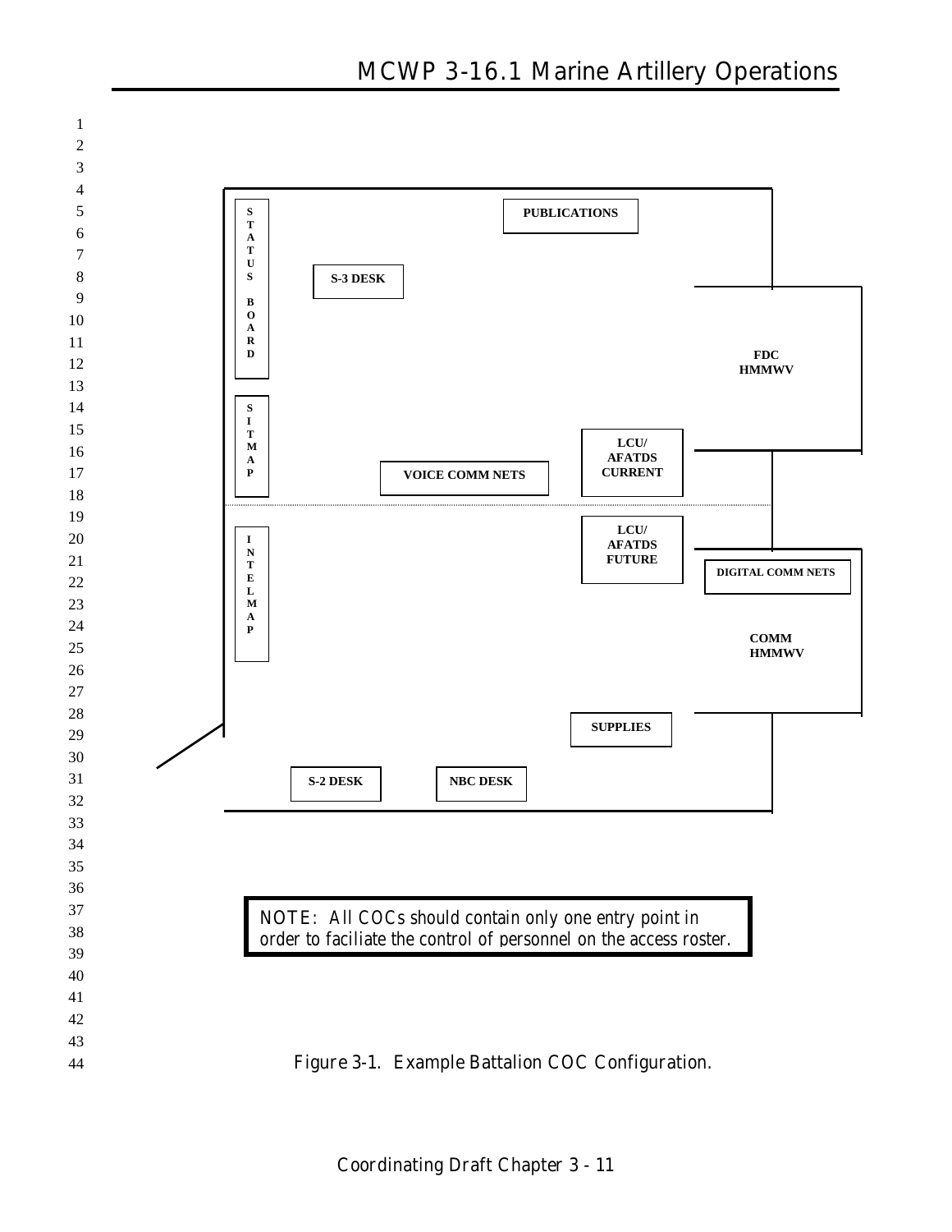S T A T U S B O A R D

PUBLICATIONS

S-3 DESK

FDC HMMWV

S I T M A P

LCU/ AFATDS CURRENT

VOICE COMM NETS

I N T E L M A P

LCU/ AFATDS FUTURE

DIGITAL COMM NETS

COMM HMMWV

SUPPLIES

S-2 DESK

NBC DESK

NOTE: All COCs should contain only one entry point in order to faciliate the control of personnel on the access roster.

Figure 3-1. Example Battalion COC Configuration.